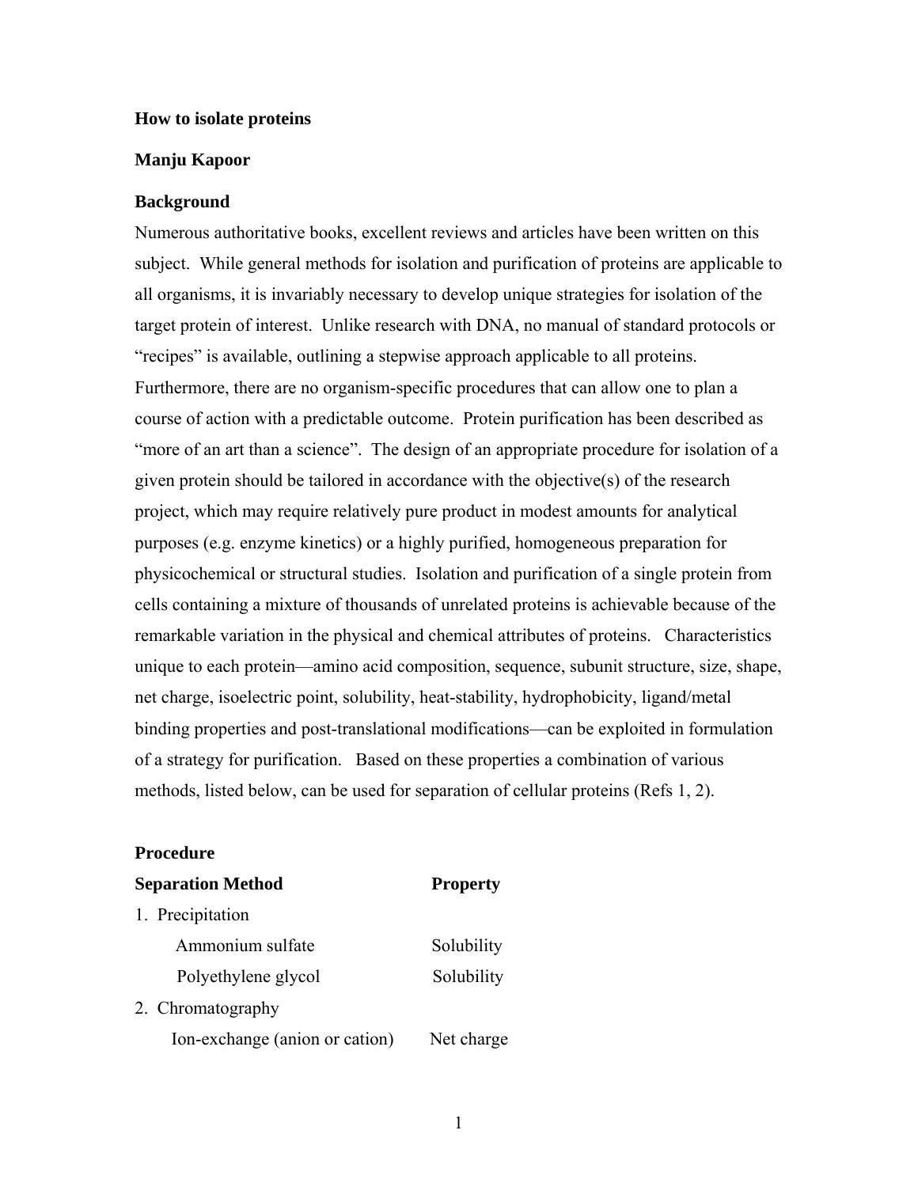**How to isolate proteins**

**Manju Kapoor**

## Background

Numerous authoritative books, excellent reviews and articles have been written on this subject. While general methods for isolation and purification of proteins are applicable to all organisms, it is invariably necessary to develop unique strategies for isolation of the target protein of interest. Unlike research with DNA, no manual of standard protocols or "recipes" is available, outlining a stepwise approach applicable to all proteins. Furthermore, there are no organism-specific procedures that can allow one to plan a course of action with a predictable outcome. Protein purification has been described as "more of an art than a science". The design of an appropriate procedure for isolation of a given protein should be tailored in accordance with the objective(s) of the research project, which may require relatively pure product in modest amounts for analytical purposes (e.g. enzyme kinetics) or a highly purified, homogeneous preparation for physicochemical or structural studies. Isolation and purification of a single protein from cells containing a mixture of thousands of unrelated proteins is achievable because of the remarkable variation in the physical and chemical attributes of proteins. Characteristics unique to each protein—amino acid composition, sequence, subunit structure, size, shape, net charge, isoelectric point, solubility, heat-stability, hydrophobicity, ligand/metal binding properties and post-translational modifications—can be exploited in formulation of a strategy for purification. Based on these properties a combination of various methods, listed below, can be used for separation of cellular proteins (Refs 1, 2).

## Procedure

| Separation Method | Property |
|---|---|
| 1. Precipitation | |
| Ammonium sulfate | Solubility |
| Polyethylene glycol | Solubility |
| 2. Chromatography | |
| Ion-exchange (anion or cation) | Net charge |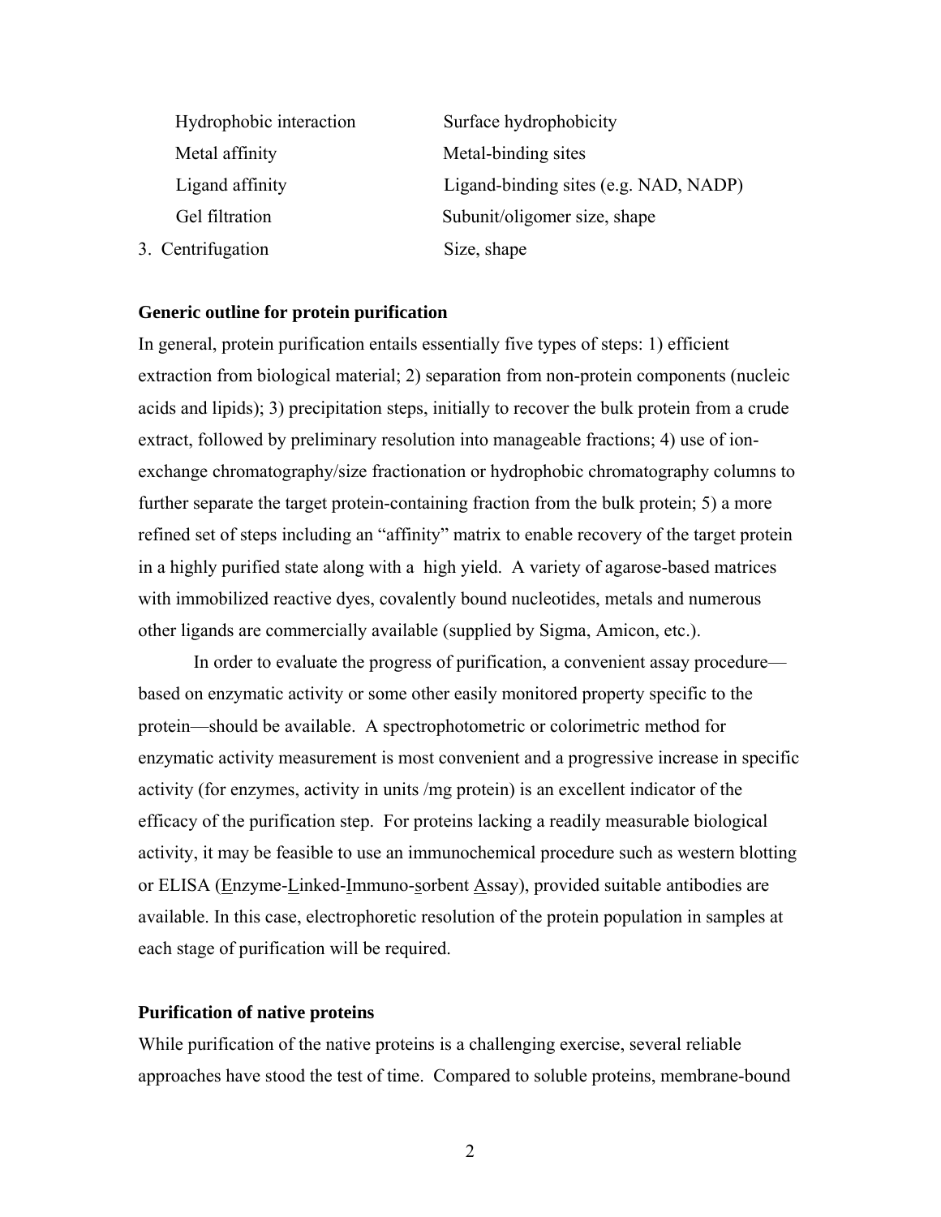| | |
|---|---|
| Hydrophobic interaction | Surface hydrophobicity |
| Metal affinity | Metal-binding sites |
| Ligand affinity | Ligand-binding sites (e.g. NAD, NADP) |
| Gel filtration | Subunit/oligomer size, shape |
| 3. Centrifugation | Size, shape |

**Generic outline for protein purification**

In general, protein purification entails essentially five types of steps: 1) efficient extraction from biological material; 2) separation from non-protein components (nucleic acids and lipids); 3) precipitation steps, initially to recover the bulk protein from a crude extract, followed by preliminary resolution into manageable fractions; 4) use of ion-exchange chromatography/size fractionation or hydrophobic chromatography columns to further separate the target protein-containing fraction from the bulk protein; 5) a more refined set of steps including an "affinity" matrix to enable recovery of the target protein in a highly purified state along with a high yield. A variety of agarose-based matrices with immobilized reactive dyes, covalently bound nucleotides, metals and numerous other ligands are commercially available (supplied by Sigma, Amicon, etc.).

In order to evaluate the progress of purification, a convenient assay procedure—based on enzymatic activity or some other easily monitored property specific to the protein—should be available. A spectrophotometric or colorimetric method for enzymatic activity measurement is most convenient and a progressive increase in specific activity (for enzymes, activity in units /mg protein) is an excellent indicator of the efficacy of the purification step. For proteins lacking a readily measurable biological activity, it may be feasible to use an immunochemical procedure such as western blotting or ELISA (Enzyme-Linked-Immuno-sorbent Assay), provided suitable antibodies are available. In this case, electrophoretic resolution of the protein population in samples at each stage of purification will be required.

**Purification of native proteins**

While purification of the native proteins is a challenging exercise, several reliable approaches have stood the test of time. Compared to soluble proteins, membrane-bound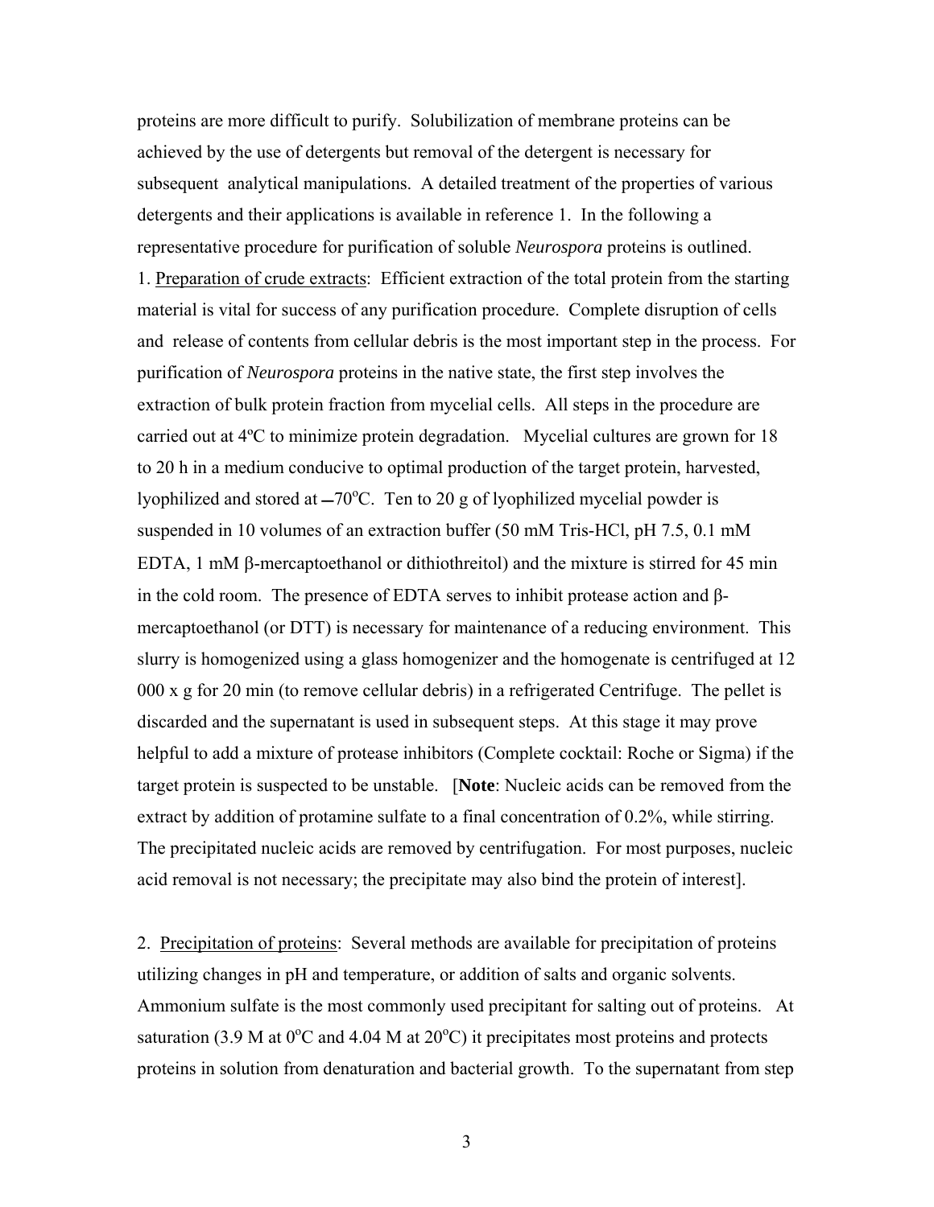proteins are more difficult to purify. Solubilization of membrane proteins can be achieved by the use of detergents but removal of the detergent is necessary for subsequent analytical manipulations. A detailed treatment of the properties of various detergents and their applications is available in reference 1. In the following a representative procedure for purification of soluble *Neurospora* proteins is outlined.

1. Preparation of crude extracts: Efficient extraction of the total protein from the starting material is vital for success of any purification procedure. Complete disruption of cells and release of contents from cellular debris is the most important step in the process. For purification of *Neurospora* proteins in the native state, the first step involves the extraction of bulk protein fraction from mycelial cells. All steps in the procedure are carried out at 4ºC to minimize protein degradation. Mycelial cultures are grown for 18 to 20 h in a medium conducive to optimal production of the target protein, harvested, lyophilized and stored at −70°C. Ten to 20 g of lyophilized mycelial powder is suspended in 10 volumes of an extraction buffer (50 mM Tris-HCl, pH 7.5, 0.1 mM EDTA, 1 mM β-mercaptoethanol or dithiothreitol) and the mixture is stirred for 45 min in the cold room. The presence of EDTA serves to inhibit protease action and β-mercaptoethanol (or DTT) is necessary for maintenance of a reducing environment. This slurry is homogenized using a glass homogenizer and the homogenate is centrifuged at 12 000 x g for 20 min (to remove cellular debris) in a refrigerated Centrifuge. The pellet is discarded and the supernatant is used in subsequent steps. At this stage it may prove helpful to add a mixture of protease inhibitors (Complete cocktail: Roche or Sigma) if the target protein is suspected to be unstable. [**Note**: Nucleic acids can be removed from the extract by addition of protamine sulfate to a final concentration of 0.2%, while stirring. The precipitated nucleic acids are removed by centrifugation. For most purposes, nucleic acid removal is not necessary; the precipitate may also bind the protein of interest].

2. Precipitation of proteins: Several methods are available for precipitation of proteins utilizing changes in pH and temperature, or addition of salts and organic solvents. Ammonium sulfate is the most commonly used precipitant for salting out of proteins. At saturation (3.9 M at 0°C and 4.04 M at 20°C) it precipitates most proteins and protects proteins in solution from denaturation and bacterial growth. To the supernatant from step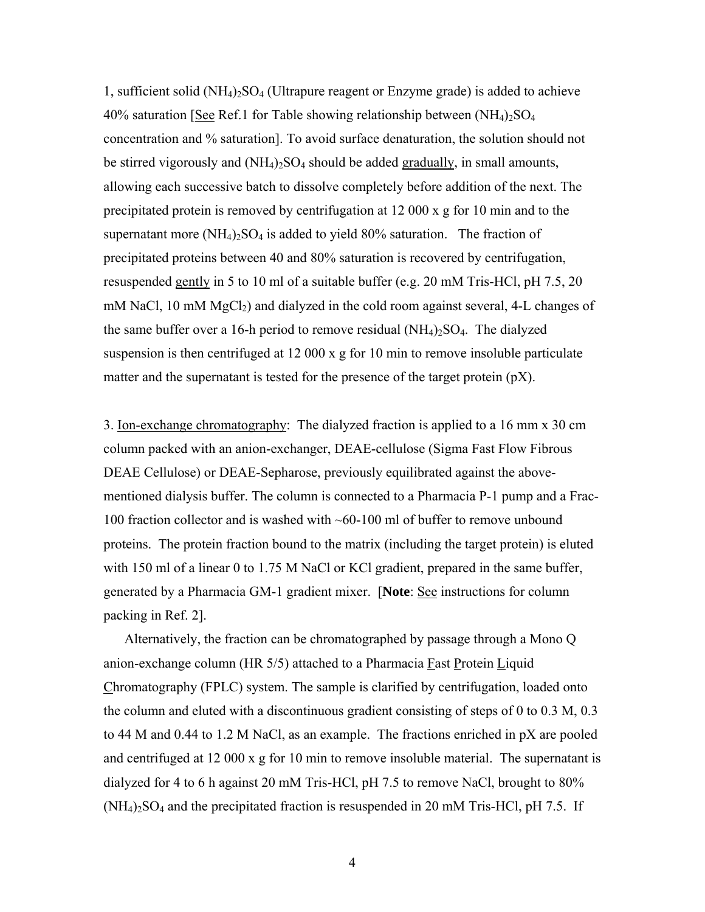1, sufficient solid $(NH_4)_2SO_4$ (Ultrapure reagent or Enzyme grade) is added to achieve 40% saturation [See Ref.1 for Table showing relationship between $(NH_4)_2SO_4$ concentration and % saturation]. To avoid surface denaturation, the solution should not be stirred vigorously and $(NH_4)_2SO_4$ should be added gradually, in small amounts, allowing each successive batch to dissolve completely before addition of the next. The precipitated protein is removed by centrifugation at 12 000 x g for 10 min and to the supernatant more $(NH_4)_2SO_4$ is added to yield 80% saturation. The fraction of precipitated proteins between 40 and 80% saturation is recovered by centrifugation, resuspended gently in 5 to 10 ml of a suitable buffer (e.g. 20 mM Tris-HCl, pH 7.5, 20 mM NaCl, 10 mM $MgCl_2$) and dialyzed in the cold room against several, 4-L changes of the same buffer over a 16-h period to remove residual $(NH_4)_2SO_4$. The dialyzed suspension is then centrifuged at 12 000 x g for 10 min to remove insoluble particulate matter and the supernatant is tested for the presence of the target protein (pX).

3. Ion-exchange chromatography: The dialyzed fraction is applied to a 16 mm x 30 cm column packed with an anion-exchanger, DEAE-cellulose (Sigma Fast Flow Fibrous DEAE Cellulose) or DEAE-Sepharose, previously equilibrated against the above-mentioned dialysis buffer. The column is connected to a Pharmacia P-1 pump and a Frac-100 fraction collector and is washed with ~60-100 ml of buffer to remove unbound proteins. The protein fraction bound to the matrix (including the target protein) is eluted with 150 ml of a linear 0 to 1.75 M NaCl or KCl gradient, prepared in the same buffer, generated by a Pharmacia GM-1 gradient mixer. [**Note**: See instructions for column packing in Ref. 2].

Alternatively, the fraction can be chromatographed by passage through a Mono Q anion-exchange column (HR 5/5) attached to a Pharmacia Fast Protein Liquid Chromatography (FPLC) system. The sample is clarified by centrifugation, loaded onto the column and eluted with a discontinuous gradient consisting of steps of 0 to 0.3 M, 0.3 to 44 M and 0.44 to 1.2 M NaCl, as an example. The fractions enriched in pX are pooled and centrifuged at 12 000 x g for 10 min to remove insoluble material. The supernatant is dialyzed for 4 to 6 h against 20 mM Tris-HCl, pH 7.5 to remove NaCl, brought to 80% $(NH_4)_2SO_4$ and the precipitated fraction is resuspended in 20 mM Tris-HCl, pH 7.5. If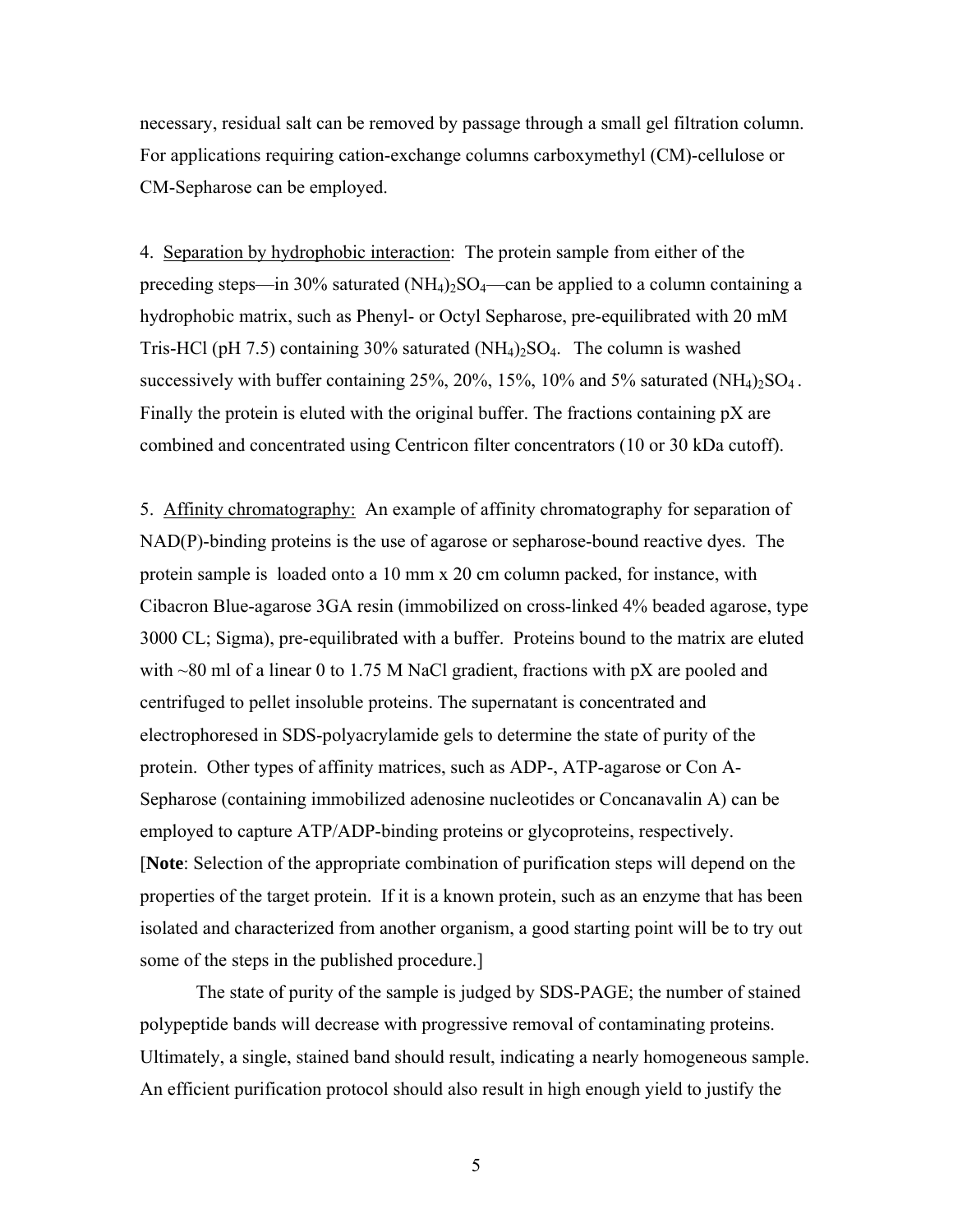necessary, residual salt can be removed by passage through a small gel filtration column. For applications requiring cation-exchange columns carboxymethyl (CM)-cellulose or CM-Sepharose can be employed.

4. Separation by hydrophobic interaction: The protein sample from either of the preceding steps—in 30% saturated $(NH_4)_2SO_4$—can be applied to a column containing a hydrophobic matrix, such as Phenyl- or Octyl Sepharose, pre-equilibrated with 20 mM Tris-HCl (pH 7.5) containing 30% saturated $(NH_4)_2SO_4$. The column is washed successively with buffer containing 25%, 20%, 15%, 10% and 5% saturated $(NH_4)_2SO_4$. Finally the protein is eluted with the original buffer. The fractions containing pX are combined and concentrated using Centricon filter concentrators (10 or 30 kDa cutoff).

5. Affinity chromatography: An example of affinity chromatography for separation of NAD(P)-binding proteins is the use of agarose or sepharose-bound reactive dyes. The protein sample is loaded onto a 10 mm x 20 cm column packed, for instance, with Cibacron Blue-agarose 3GA resin (immobilized on cross-linked 4% beaded agarose, type 3000 CL; Sigma), pre-equilibrated with a buffer. Proteins bound to the matrix are eluted with ~80 ml of a linear 0 to 1.75 M NaCl gradient, fractions with pX are pooled and centrifuged to pellet insoluble proteins. The supernatant is concentrated and electrophoresed in SDS-polyacrylamide gels to determine the state of purity of the protein. Other types of affinity matrices, such as ADP-, ATP-agarose or Con A-Sepharose (containing immobilized adenosine nucleotides or Concanavalin A) can be employed to capture ATP/ADP-binding proteins or glycoproteins, respectively. [**Note**: Selection of the appropriate combination of purification steps will depend on the properties of the target protein. If it is a known protein, such as an enzyme that has been isolated and characterized from another organism, a good starting point will be to try out some of the steps in the published procedure.]

The state of purity of the sample is judged by SDS-PAGE; the number of stained polypeptide bands will decrease with progressive removal of contaminating proteins. Ultimately, a single, stained band should result, indicating a nearly homogeneous sample. An efficient purification protocol should also result in high enough yield to justify the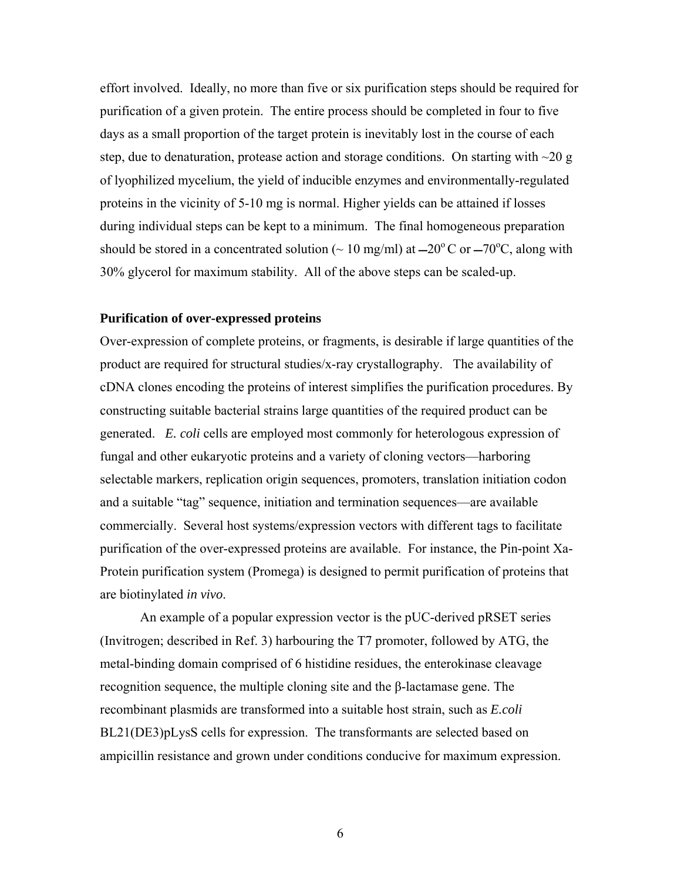effort involved. Ideally, no more than five or six purification steps should be required for purification of a given protein. The entire process should be completed in four to five days as a small proportion of the target protein is inevitably lost in the course of each step, due to denaturation, protease action and storage conditions. On starting with ~20 g of lyophilized mycelium, the yield of inducible enzymes and environmentally-regulated proteins in the vicinity of 5-10 mg is normal. Higher yields can be attained if losses during individual steps can be kept to a minimum. The final homogeneous preparation should be stored in a concentrated solution (~ 10 mg/ml) at −20$^{o}$ C or −70$^{o}$C, along with 30% glycerol for maximum stability. All of the above steps can be scaled-up.

**Purification of over-expressed proteins**

Over-expression of complete proteins, or fragments, is desirable if large quantities of the product are required for structural studies/x-ray crystallography. The availability of cDNA clones encoding the proteins of interest simplifies the purification procedures. By constructing suitable bacterial strains large quantities of the required product can be generated. *E. coli* cells are employed most commonly for heterologous expression of fungal and other eukaryotic proteins and a variety of cloning vectors—harboring selectable markers, replication origin sequences, promoters, translation initiation codon and a suitable "tag" sequence, initiation and termination sequences—are available commercially. Several host systems/expression vectors with different tags to facilitate purification of the over-expressed proteins are available. For instance, the Pin-point Xa-Protein purification system (Promega) is designed to permit purification of proteins that are biotinylated *in vivo*.

An example of a popular expression vector is the pUC-derived pRSET series (Invitrogen; described in Ref. 3) harbouring the T7 promoter, followed by ATG, the metal-binding domain comprised of 6 histidine residues, the enterokinase cleavage recognition sequence, the multiple cloning site and the β-lactamase gene. The recombinant plasmids are transformed into a suitable host strain, such as *E.coli* BL21(DE3)pLysS cells for expression. The transformants are selected based on ampicillin resistance and grown under conditions conducive for maximum expression.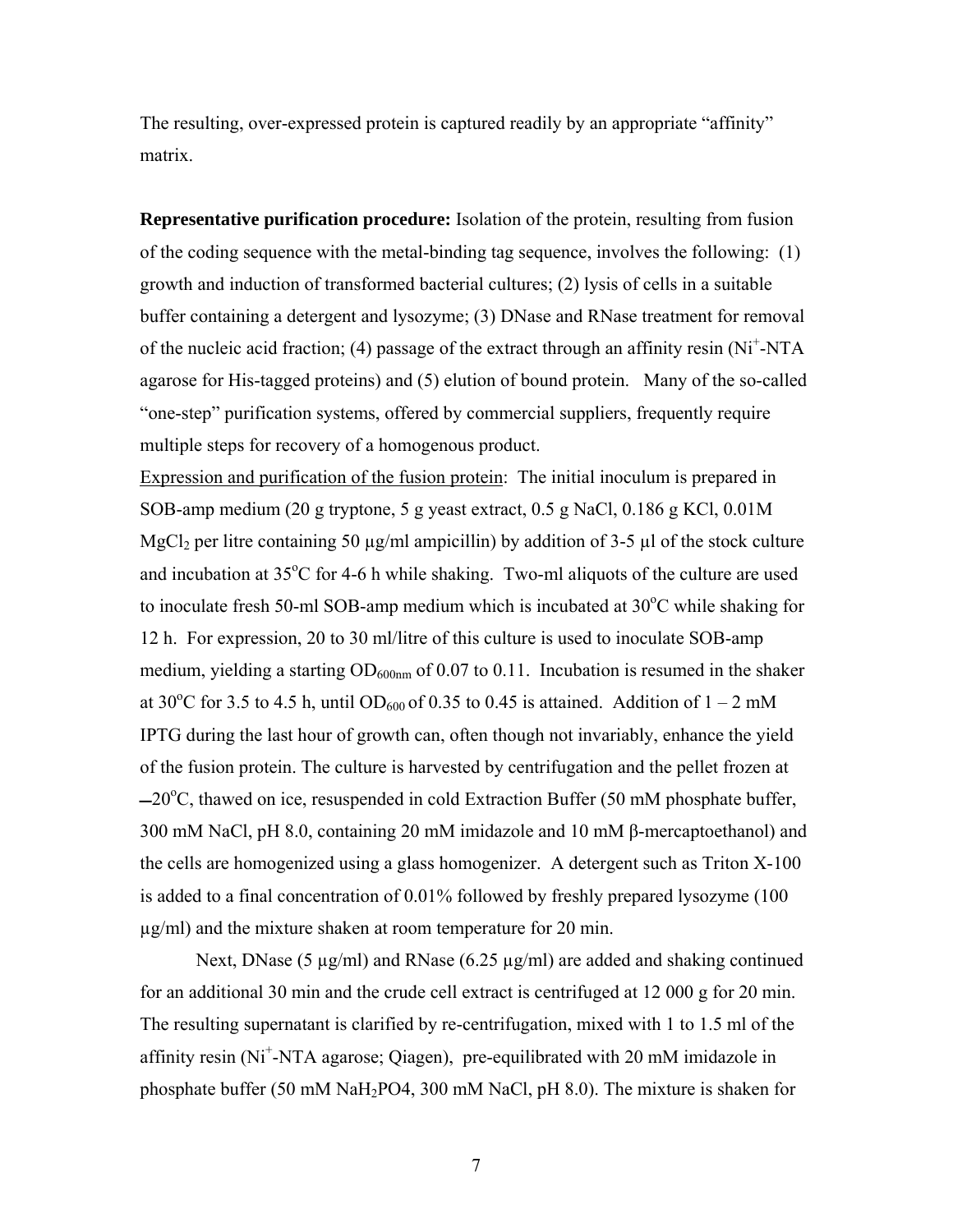The resulting, over-expressed protein is captured readily by an appropriate "affinity" matrix.

**Representative purification procedure:** Isolation of the protein, resulting from fusion of the coding sequence with the metal-binding tag sequence, involves the following: (1) growth and induction of transformed bacterial cultures; (2) lysis of cells in a suitable buffer containing a detergent and lysozyme; (3) DNase and RNase treatment for removal of the nucleic acid fraction; (4) passage of the extract through an affinity resin ($Ni^+$-NTA agarose for His-tagged proteins) and (5) elution of bound protein. Many of the so-called "one-step" purification systems, offered by commercial suppliers, frequently require multiple steps for recovery of a homogenous product.

Expression and purification of the fusion protein: The initial inoculum is prepared in SOB-amp medium (20 g tryptone, 5 g yeast extract, 0.5 g NaCl, 0.186 g KCl, 0.01M $MgCl_2$ per litre containing 50 µg/ml ampicillin) by addition of 3-5 µl of the stock culture and incubation at 35°C for 4-6 h while shaking. Two-ml aliquots of the culture are used to inoculate fresh 50-ml SOB-amp medium which is incubated at 30°C while shaking for 12 h. For expression, 20 to 30 ml/litre of this culture is used to inoculate SOB-amp medium, yielding a starting $OD_{600nm}$ of 0.07 to 0.11. Incubation is resumed in the shaker at 30°C for 3.5 to 4.5 h, until $OD_{600}$ of 0.35 to 0.45 is attained. Addition of 1 – 2 mM IPTG during the last hour of growth can, often though not invariably, enhance the yield of the fusion protein. The culture is harvested by centrifugation and the pellet frozen at –20°C, thawed on ice, resuspended in cold Extraction Buffer (50 mM phosphate buffer, 300 mM NaCl, pH 8.0, containing 20 mM imidazole and 10 mM β-mercaptoethanol) and the cells are homogenized using a glass homogenizer. A detergent such as Triton X-100 is added to a final concentration of 0.01% followed by freshly prepared lysozyme (100 µg/ml) and the mixture shaken at room temperature for 20 min.

Next, DNase (5 µg/ml) and RNase (6.25 µg/ml) are added and shaking continued for an additional 30 min and the crude cell extract is centrifuged at 12 000 g for 20 min. The resulting supernatant is clarified by re-centrifugation, mixed with 1 to 1.5 ml of the affinity resin ($Ni^+$-NTA agarose; Qiagen), pre-equilibrated with 20 mM imidazole in phosphate buffer (50 mM $NaH_2PO4$, 300 mM NaCl, pH 8.0). The mixture is shaken for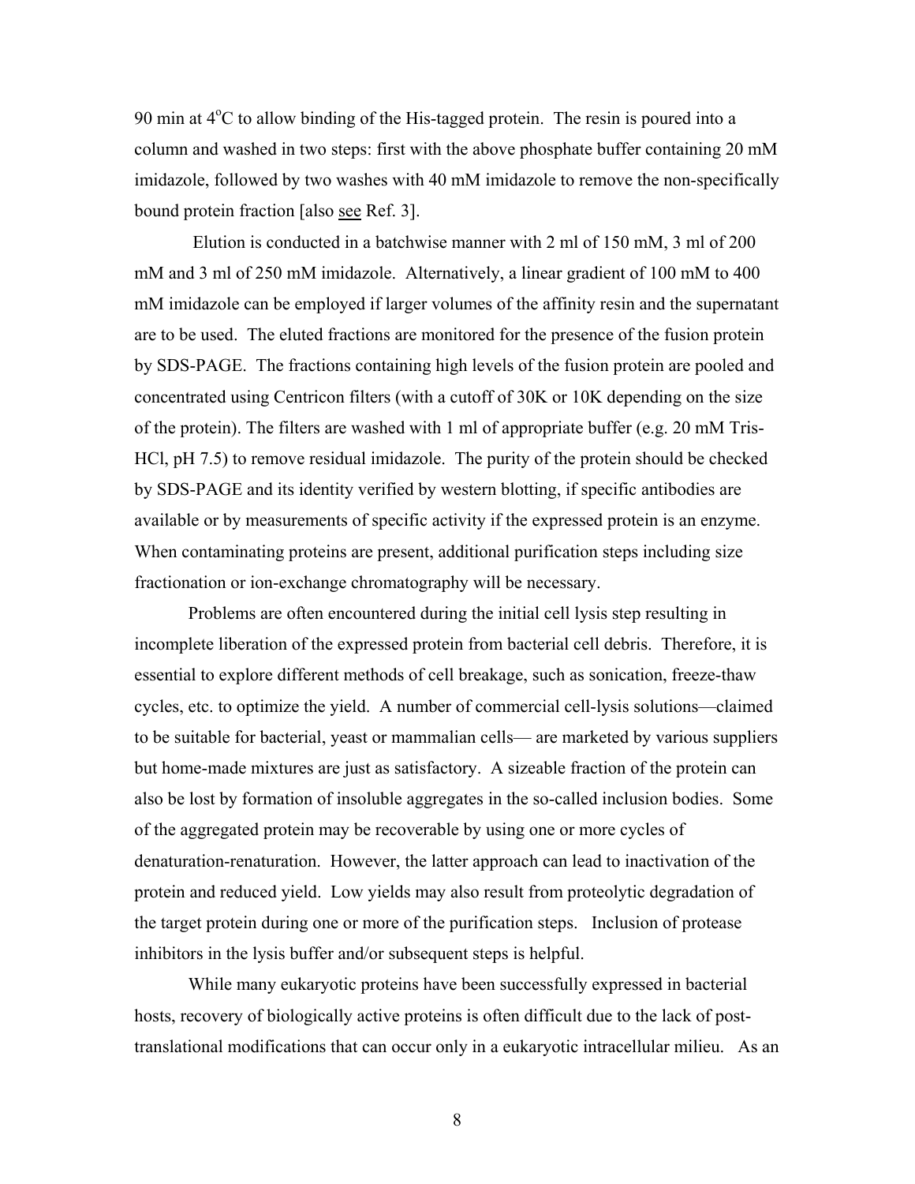90 min at 4°C to allow binding of the His-tagged protein. The resin is poured into a column and washed in two steps: first with the above phosphate buffer containing 20 mM imidazole, followed by two washes with 40 mM imidazole to remove the non-specifically bound protein fraction [also see Ref. 3].

Elution is conducted in a batchwise manner with 2 ml of 150 mM, 3 ml of 200 mM and 3 ml of 250 mM imidazole. Alternatively, a linear gradient of 100 mM to 400 mM imidazole can be employed if larger volumes of the affinity resin and the supernatant are to be used. The eluted fractions are monitored for the presence of the fusion protein by SDS-PAGE. The fractions containing high levels of the fusion protein are pooled and concentrated using Centricon filters (with a cutoff of 30K or 10K depending on the size of the protein). The filters are washed with 1 ml of appropriate buffer (e.g. 20 mM Tris-HCl, pH 7.5) to remove residual imidazole. The purity of the protein should be checked by SDS-PAGE and its identity verified by western blotting, if specific antibodies are available or by measurements of specific activity if the expressed protein is an enzyme. When contaminating proteins are present, additional purification steps including size fractionation or ion-exchange chromatography will be necessary.

Problems are often encountered during the initial cell lysis step resulting in incomplete liberation of the expressed protein from bacterial cell debris. Therefore, it is essential to explore different methods of cell breakage, such as sonication, freeze-thaw cycles, etc. to optimize the yield. A number of commercial cell-lysis solutions—claimed to be suitable for bacterial, yeast or mammalian cells— are marketed by various suppliers but home-made mixtures are just as satisfactory. A sizeable fraction of the protein can also be lost by formation of insoluble aggregates in the so-called inclusion bodies. Some of the aggregated protein may be recoverable by using one or more cycles of denaturation-renaturation. However, the latter approach can lead to inactivation of the protein and reduced yield. Low yields may also result from proteolytic degradation of the target protein during one or more of the purification steps. Inclusion of protease inhibitors in the lysis buffer and/or subsequent steps is helpful.

While many eukaryotic proteins have been successfully expressed in bacterial hosts, recovery of biologically active proteins is often difficult due to the lack of post-translational modifications that can occur only in a eukaryotic intracellular milieu. As an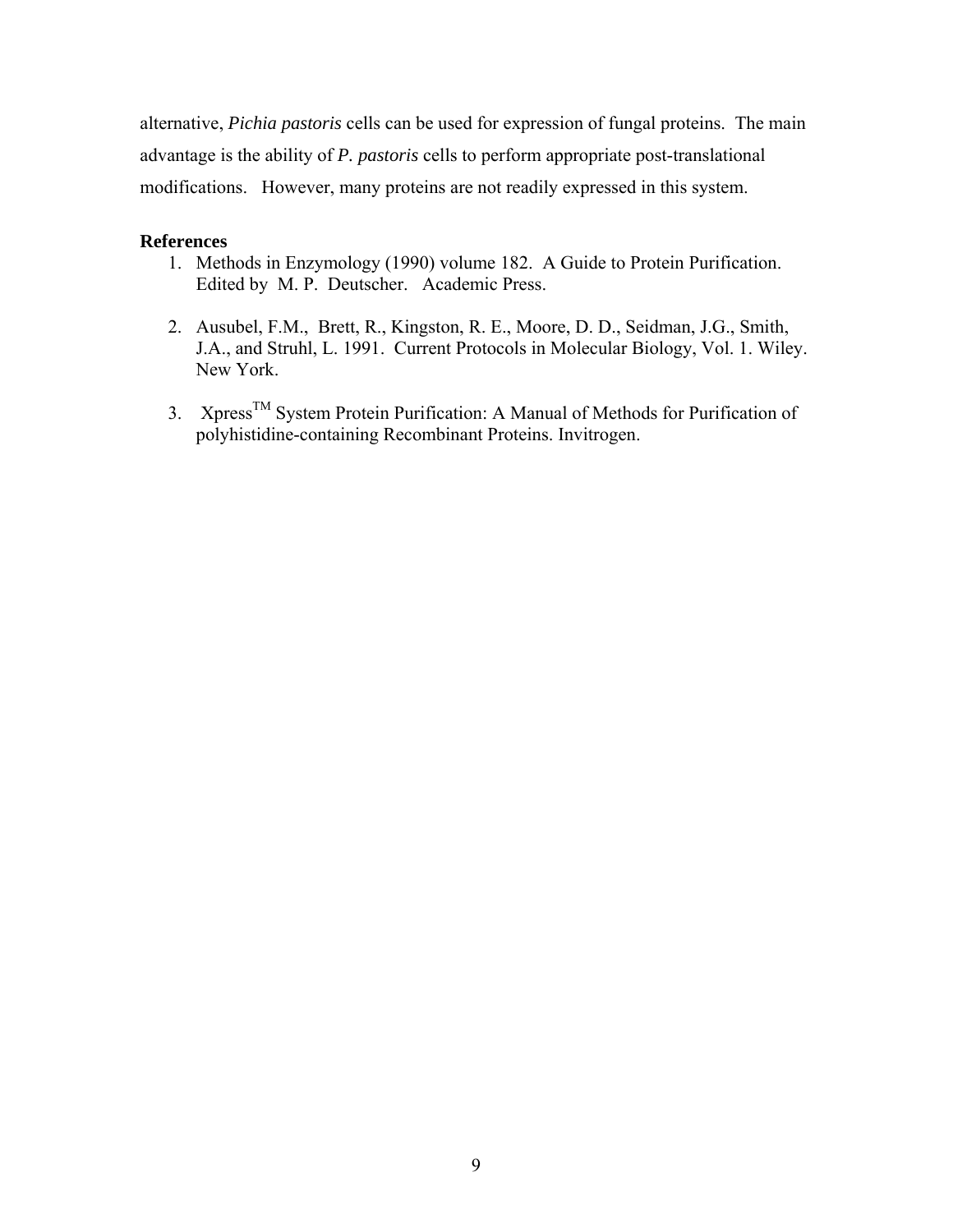alternative, *Pichia pastoris* cells can be used for expression of fungal proteins. The main advantage is the ability of *P. pastoris* cells to perform appropriate post-translational modifications. However, many proteins are not readily expressed in this system.

**References**

1. Methods in Enzymology (1990) volume 182. A Guide to Protein Purification. Edited by M. P. Deutscher. Academic Press.

2. Ausubel, F.M., Brett, R., Kingston, R. E., Moore, D. D., Seidman, J.G., Smith, J.A., and Struhl, L. 1991. Current Protocols in Molecular Biology, Vol. 1. Wiley. New York.

3. Xpress™ System Protein Purification: A Manual of Methods for Purification of polyhistidine-containing Recombinant Proteins. Invitrogen.